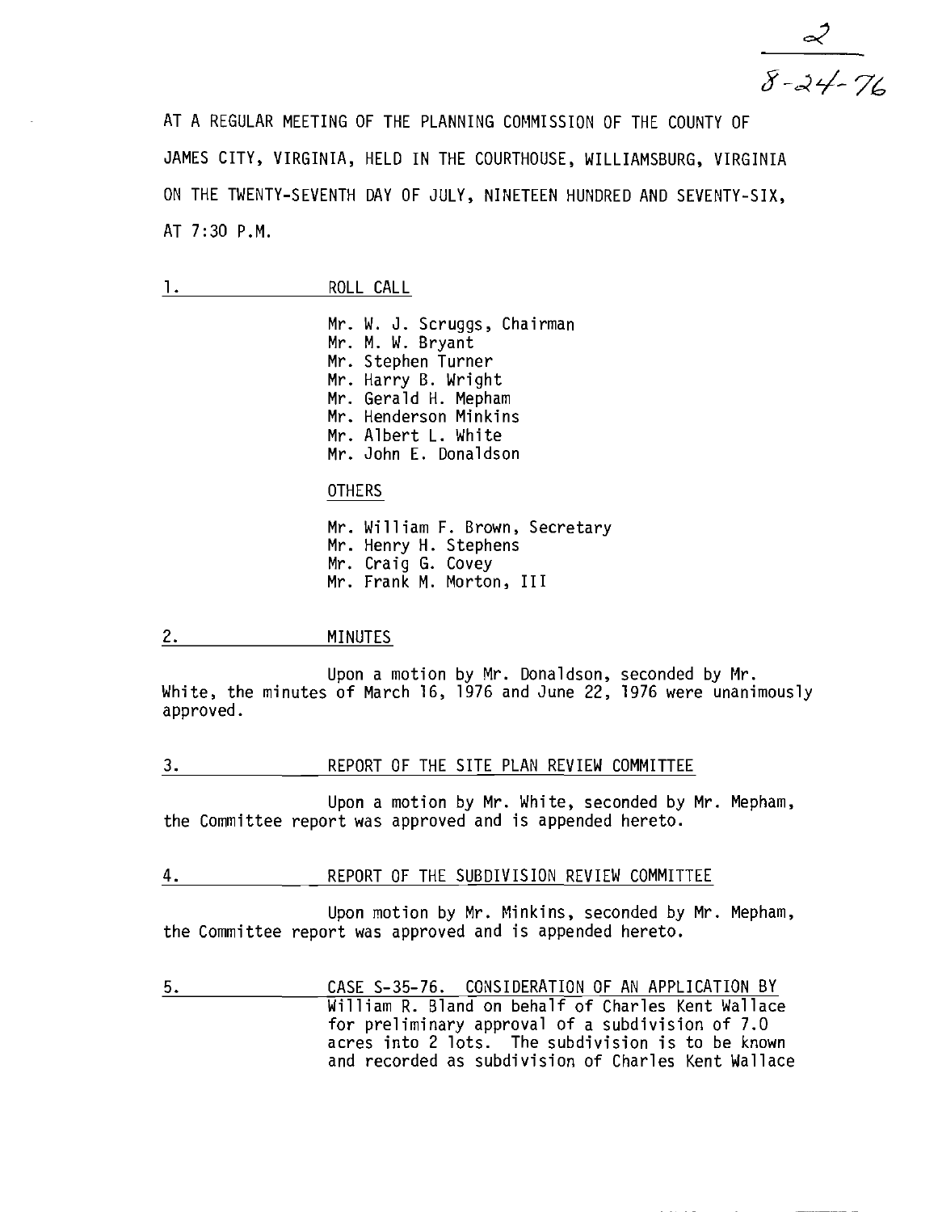2
8-24-76

AT A REGULAR MEETING OF THE PLANNING COMMISSION OF THE COUNTY OF JAMES CITY, VIRGINIA, HELD IN THE COURTHOUSE, WILLIAMSBURG, VIRGINIA ON THE TWENTY-SEVENTH DAY OF JULY, NINETEEN HUNDRED AND SEVENTY-SIX, AT 7:30 P.M.

## 1. ROLL CALL

Mr. W. J. Scruggs, Chairman
Mr. M. W. Bryant
Mr. Stephen Turner
Mr. Harry B. Wright
Mr. Gerald H. Mepham
Mr. Henderson Minkins
Mr. Albert L. White
Mr. John E. Donaldson

OTHERS

Mr. William F. Brown, Secretary
Mr. Henry H. Stephens
Mr. Craig G. Covey
Mr. Frank M. Morton, III

## 2. MINUTES

Upon a motion by Mr. Donaldson, seconded by Mr. White, the minutes of March 16, 1976 and June 22, 1976 were unanimously approved.

## 3. REPORT OF THE SITE PLAN REVIEW COMMITTEE

Upon a motion by Mr. White, seconded by Mr. Mepham, the Committee report was approved and is appended hereto.

## 4. REPORT OF THE SUBDIVISION REVIEW COMMITTEE

Upon motion by Mr. Minkins, seconded by Mr. Mepham, the Committee report was approved and is appended hereto.

## 5. CASE S-35-76. CONSIDERATION OF AN APPLICATION BY

William R. Bland on behalf of Charles Kent Wallace for preliminary approval of a subdivision of 7.0 acres into 2 lots. The subdivision is to be known and recorded as subdivision of Charles Kent Wallace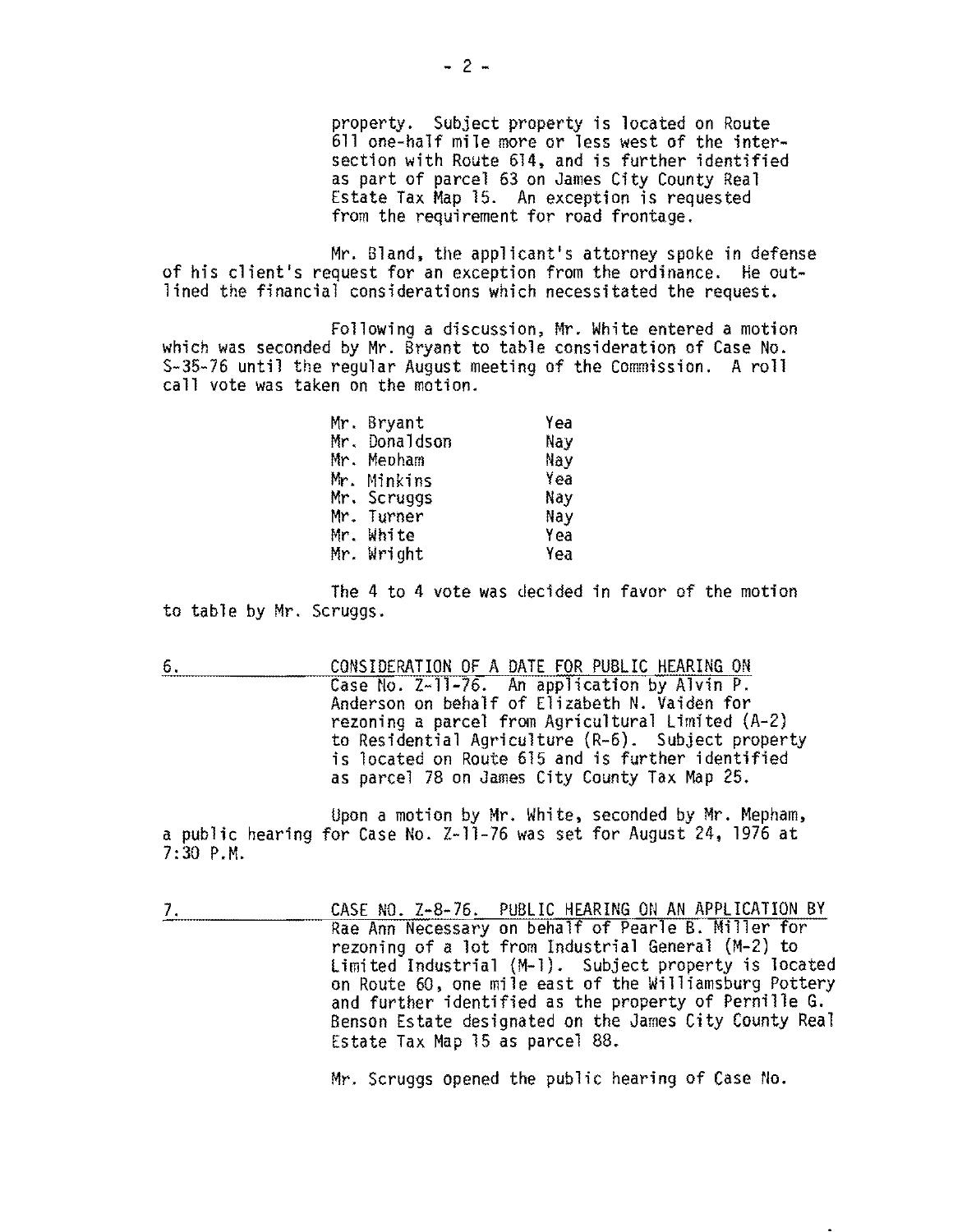property. Subject property is located on Route 611 one-half mile more or less west of the intersection with Route 614, and is further identified as part of parcel 63 on James City County Real Estate Tax Map 15. An exception is requested from the requirement for road frontage.

Mr. Bland, the applicant's attorney spoke in defense of his client's request for an exception from the ordinance. He outlined the financial considerations which necessitated the request.

Following a discussion, Mr. White entered a motion which was seconded by Mr. Bryant to table consideration of Case No. S-35-76 until the regular August meeting of the Commission. A roll call vote was taken on the motion.

| | |
|---|---|
| Mr. Bryant | Yea |
| Mr. Donaldson | Nay |
| Mr. Mepham | Nay |
| Mr. Minkins | Yea |
| Mr. Scruggs | Nay |
| Mr. Turner | Nay |
| Mr. White | Yea |
| Mr. Wright | Yea |

The 4 to 4 vote was decided in favor of the motion to table by Mr. Scruggs.

6. CONSIDERATION OF A DATE FOR PUBLIC HEARING ON Case No. Z-11-76. An application by Alvin P. Anderson on behalf of Elizabeth N. Vaiden for rezoning a parcel from Agricultural Limited (A-2) to Residential Agriculture (R-6). Subject property is located on Route 615 and is further identified as parcel 78 on James City County Tax Map 25.

Upon a motion by Mr. White, seconded by Mr. Mepham, a public hearing for Case No. Z-11-76 was set for August 24, 1976 at 7:30 P.M.

7. CASE NO. Z-8-76. PUBLIC HEARING ON AN APPLICATION BY Rae Ann Necessary on behalf of Pearle B. Miller for rezoning of a lot from Industrial General (M-2) to Limited Industrial (M-1). Subject property is located on Route 60, one mile east of the Williamsburg Pottery and further identified as the property of Pernille G. Benson Estate designated on the James City County Real Estate Tax Map 15 as parcel 88.

Mr. Scruggs opened the public hearing of Case No.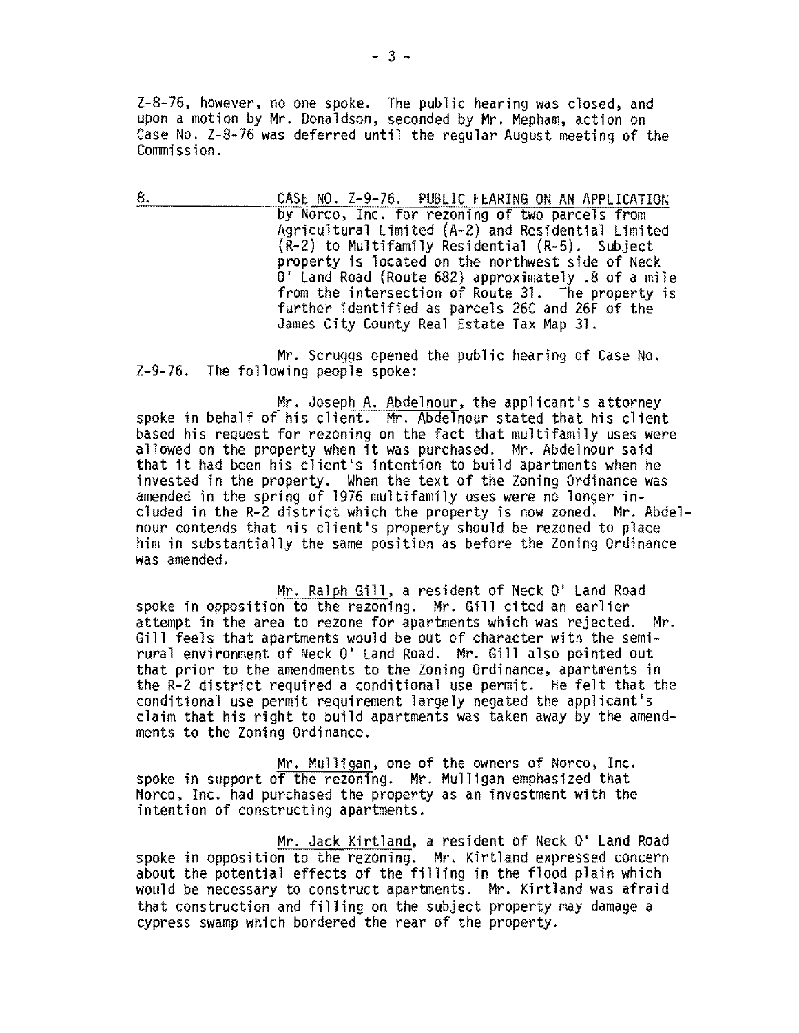Z-8-76, however, no one spoke. The public hearing was closed, and upon a motion by Mr. Donaldson, seconded by Mr. Mepham, action on Case No. Z-8-76 was deferred until the regular August meeting of the Commission.

8. CASE NO. Z-9-76. PUBLIC HEARING ON AN APPLICATION by Norco, Inc. for rezoning of two parcels from Agricultural Limited (A-2) and Residential Limited (R-2) to Multifamily Residential (R-5). Subject property is located on the northwest side of Neck O' Land Road (Route 682) approximately .8 of a mile from the intersection of Route 31. The property is further identified as parcels 26C and 26F of the James City County Real Estate Tax Map 31.

Mr. Scruggs opened the public hearing of Case No. Z-9-76. The following people spoke:

Mr. Joseph A. Abdelnour, the applicant's attorney spoke in behalf of his client. Mr. Abdelnour stated that his client based his request for rezoning on the fact that multifamily uses were allowed on the property when it was purchased. Mr. Abdelnour said that it had been his client's intention to build apartments when he invested in the property. When the text of the Zoning Ordinance was amended in the spring of 1976 multifamily uses were no longer included in the R-2 district which the property is now zoned. Mr. Abdelnour contends that his client's property should be rezoned to place him in substantially the same position as before the Zoning Ordinance was amended.

Mr. Ralph Gill, a resident of Neck O' Land Road spoke in opposition to the rezoning. Mr. Gill cited an earlier attempt in the area to rezone for apartments which was rejected. Mr. Gill feels that apartments would be out of character with the semi-rural environment of Neck O' Land Road. Mr. Gill also pointed out that prior to the amendments to the Zoning Ordinance, apartments in the R-2 district required a conditional use permit. He felt that the conditional use permit requirement largely negated the applicant's claim that his right to build apartments was taken away by the amendments to the Zoning Ordinance.

Mr. Mulligan, one of the owners of Norco, Inc. spoke in support of the rezoning. Mr. Mulligan emphasized that Norco, Inc. had purchased the property as an investment with the intention of constructing apartments.

Mr. Jack Kirtland, a resident of Neck O' Land Road spoke in opposition to the rezoning. Mr. Kirtland expressed concern about the potential effects of the filling in the flood plain which would be necessary to construct apartments. Mr. Kirtland was afraid that construction and filling on the subject property may damage a cypress swamp which bordered the rear of the property.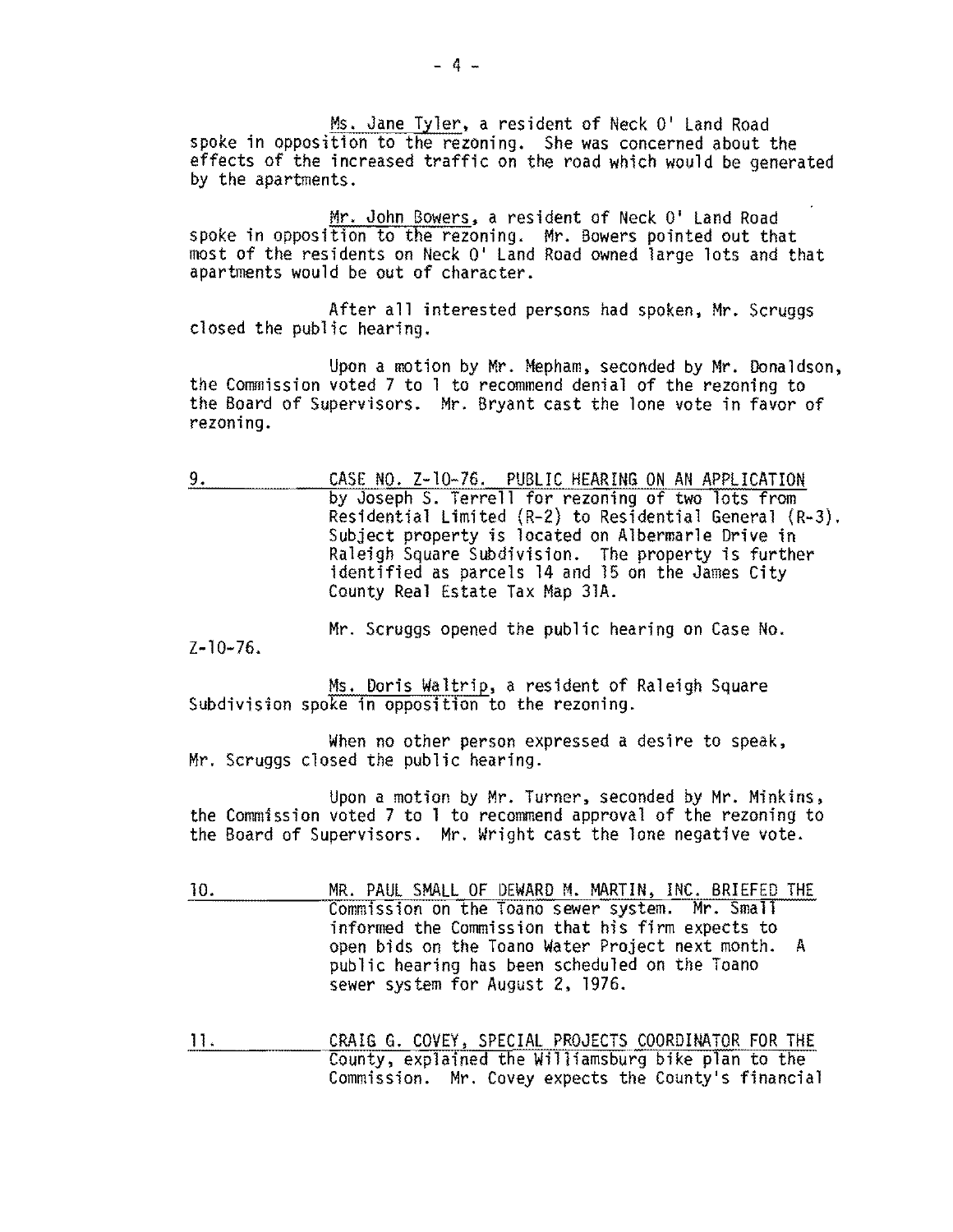Ms. Jane Tyler, a resident of Neck O' Land Road spoke in opposition to the rezoning. She was concerned about the effects of the increased traffic on the road which would be generated by the apartments.

Mr. John Bowers, a resident of Neck O' Land Road spoke in opposition to the rezoning. Mr. Bowers pointed out that most of the residents on Neck O' Land Road owned large lots and that apartments would be out of character.

After all interested persons had spoken, Mr. Scruggs closed the public hearing.

Upon a motion by Mr. Mepham, seconded by Mr. Donaldson, the Commission voted 7 to 1 to recommend denial of the rezoning to the Board of Supervisors. Mr. Bryant cast the lone vote in favor of rezoning.

9. CASE NO. Z-10-76. PUBLIC HEARING ON AN APPLICATION by Joseph S. Terrell for rezoning of two lots from Residential Limited (R-2) to Residential General (R-3). Subject property is located on Albermarle Drive in Raleigh Square Subdivision. The property is further identified as parcels 14 and 15 on the James City County Real Estate Tax Map 31A.

Mr. Scruggs opened the public hearing on Case No. Z-10-76.

Ms. Doris Waltrip, a resident of Raleigh Square Subdivision spoke in opposition to the rezoning.

When no other person expressed a desire to speak, Mr. Scruggs closed the public hearing.

Upon a motion by Mr. Turner, seconded by Mr. Minkins, the Commission voted 7 to 1 to recommend approval of the rezoning to the Board of Supervisors. Mr. Wright cast the lone negative vote.

10. MR. PAUL SMALL OF DEWARD M. MARTIN, INC. BRIEFED THE Commission on the Toano sewer system. Mr. Small informed the Commission that his firm expects to open bids on the Toano Water Project next month. A public hearing has been scheduled on the Toano sewer system for August 2, 1976.

11. CRAIG G. COVEY, SPECIAL PROJECTS COORDINATOR FOR THE County, explained the Williamsburg bike plan to the Commission. Mr. Covey expects the County's financial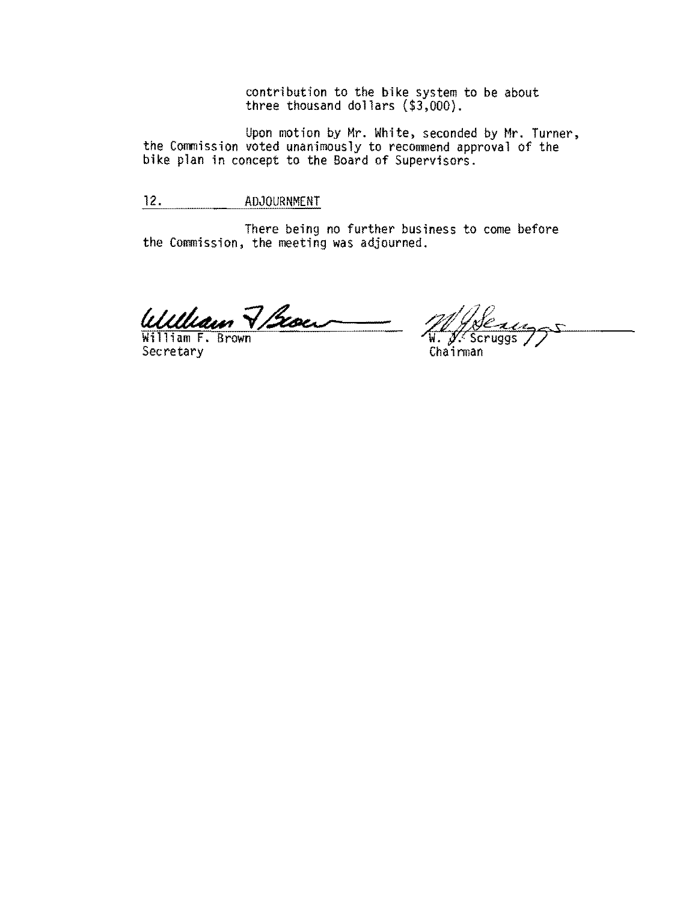contribution to the bike system to be about three thousand dollars ($3,000).

Upon motion by Mr. White, seconded by Mr. Turner, the Commission voted unanimously to recommend approval of the bike plan in concept to the Board of Supervisors.

## 12. ADJOURNMENT

There being no further business to come before the Commission, the meeting was adjourned.

William F. Brown
Secretary

W. J. Scruggs
Chairman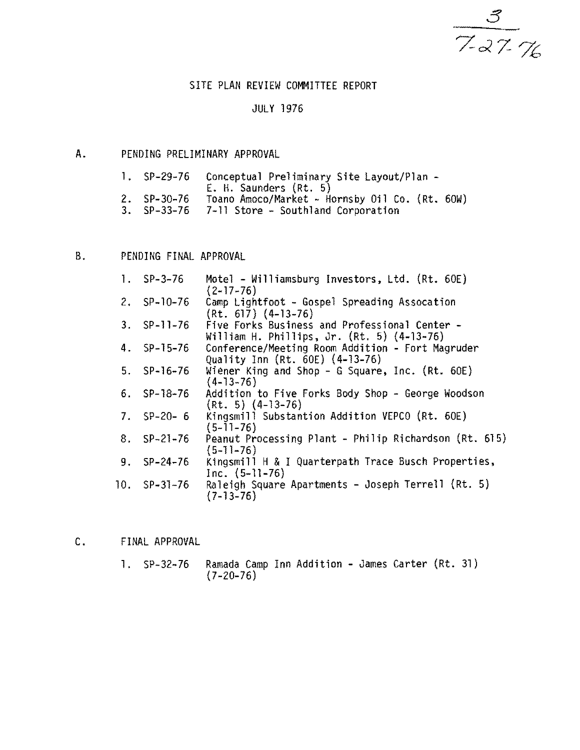3
7-27-76

# SITE PLAN REVIEW COMMITTEE REPORT

## JULY 1976

### A. PENDING PRELIMINARY APPROVAL

1. SP-29-76 Conceptual Preliminary Site Layout/Plan - E. H. Saunders (Rt. 5)
2. SP-30-76 Toano Amoco/Market - Hornsby Oil Co. (Rt. 60W)
3. SP-33-76 7-11 Store - Southland Corporation

### B. PENDING FINAL APPROVAL

1. SP-3-76 Motel - Williamsburg Investors, Ltd. (Rt. 60E) (2-17-76)
2. SP-10-76 Camp Lightfoot - Gospel Spreading Assocation (Rt. 617) (4-13-76)
3. SP-11-76 Five Forks Business and Professional Center - William H. Phillips, Jr. (Rt. 5) (4-13-76)
4. SP-15-76 Conference/Meeting Room Addition - Fort Magruder Quality Inn (Rt. 60E) (4-13-76)
5. SP-16-76 Wiener King and Shop - G Square, Inc. (Rt. 60E) (4-13-76)
6. SP-18-76 Addition to Five Forks Body Shop - George Woodson (Rt. 5) (4-13-76)
7. SP-20- 6 Kingsmill Substantion Addition VEPCO (Rt. 60E) (5-11-76)
8. SP-21-76 Peanut Processing Plant - Philip Richardson (Rt. 615) (5-11-76)
9. SP-24-76 Kingsmill H & I Quarterpath Trace Busch Properties, Inc. (5-11-76)
10. SP-31-76 Raleigh Square Apartments - Joseph Terrell (Rt. 5) (7-13-76)

### C. FINAL APPROVAL

1. SP-32-76 Ramada Camp Inn Addition - James Carter (Rt. 31) (7-20-76)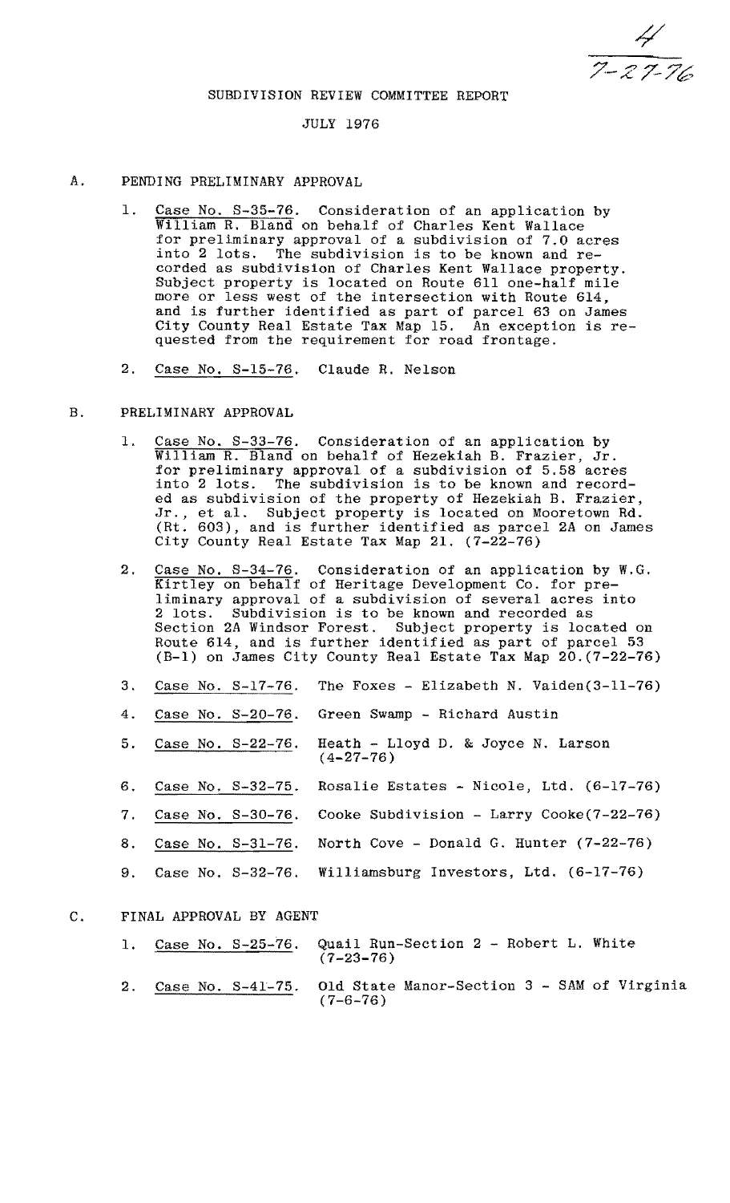4
7-27-76

# SUBDIVISION REVIEW COMMITTEE REPORT

JULY 1976

## A. PENDING PRELIMINARY APPROVAL

1. Case No. S-35-76. Consideration of an application by William R. Bland on behalf of Charles Kent Wallace for preliminary approval of a subdivision of 7.0 acres into 2 lots. The subdivision is to be known and recorded as subdivision of Charles Kent Wallace property. Subject property is located on Route 611 one-half mile more or less west of the intersection with Route 614, and is further identified as part of parcel 63 on James City County Real Estate Tax Map 15. An exception is requested from the requirement for road frontage.

2. Case No. S-15-76. Claude R. Nelson

## B. PRELIMINARY APPROVAL

1. Case No. S-33-76. Consideration of an application by William R. Bland on behalf of Hezekiah B. Frazier, Jr. for preliminary approval of a subdivision of 5.58 acres into 2 lots. The subdivision is to be known and recorded as subdivision of the property of Hezekiah B. Frazier, Jr., et al. Subject property is located on Mooretown Rd. (Rt. 603), and is further identified as parcel 2A on James City County Real Estate Tax Map 21. (7-22-76)

2. Case No. S-34-76. Consideration of an application by W.G. Kirtley on behalf of Heritage Development Co. for preliminary approval of a subdivision of several acres into 2 lots. Subdivision is to be known and recorded as Section 2A Windsor Forest. Subject property is located on Route 614, and is further identified as part of parcel 53 (B-1) on James City County Real Estate Tax Map 20.(7-22-76)

3. Case No. S-17-76. The Foxes - Elizabeth N. Vaiden(3-11-76)

4. Case No. S-20-76. Green Swamp - Richard Austin

5. Case No. S-22-76. Heath - Lloyd D. & Joyce N. Larson (4-27-76)

6. Case No. S-32-75. Rosalie Estates - Nicole, Ltd. (6-17-76)

7. Case No. S-30-76. Cooke Subdivision - Larry Cooke(7-22-76)

8. Case No. S-31-76. North Cove - Donald G. Hunter (7-22-76)

9. Case No. S-32-76. Williamsburg Investors, Ltd. (6-17-76)

## C. FINAL APPROVAL BY AGENT

1. Case No. S-25-76. Quail Run-Section 2 - Robert L. White (7-23-76)

2. Case No. S-41-75. Old State Manor-Section 3 - SAM of Virginia (7-6-76)